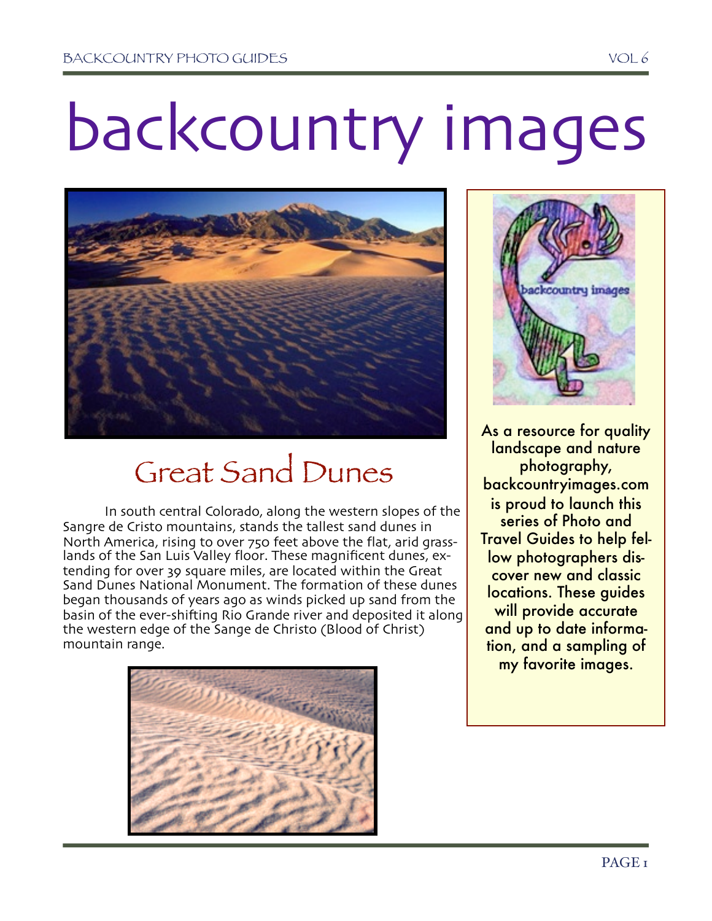# backcountry images

## Great Sand Dunes

In south central Colorado, along the western slopes of the Sangre de Cristo mountains, stands the tallest sand dunes in North America, rising to over 750 feet above the flat, arid grasslands of the San Luis Valley floor. These magnificent dunes, extending for over 39 square miles, are located within the Great Sand Dunes National Monument. The formation of these dunes began thousands of years ago as winds picked up sand from the basin of the ever-shifting Rio Grande river and deposited it along the western edge of the Sange de Christo (Blood of Christ) mountain range.

As a resource for quality landscape and nature photography, backcountryimages.com is proud to launch this series of Photo and Travel Guides to help fellow photographers discover new and classic locations. These guides will provide accurate and up to date information, and a sampling of my favorite images.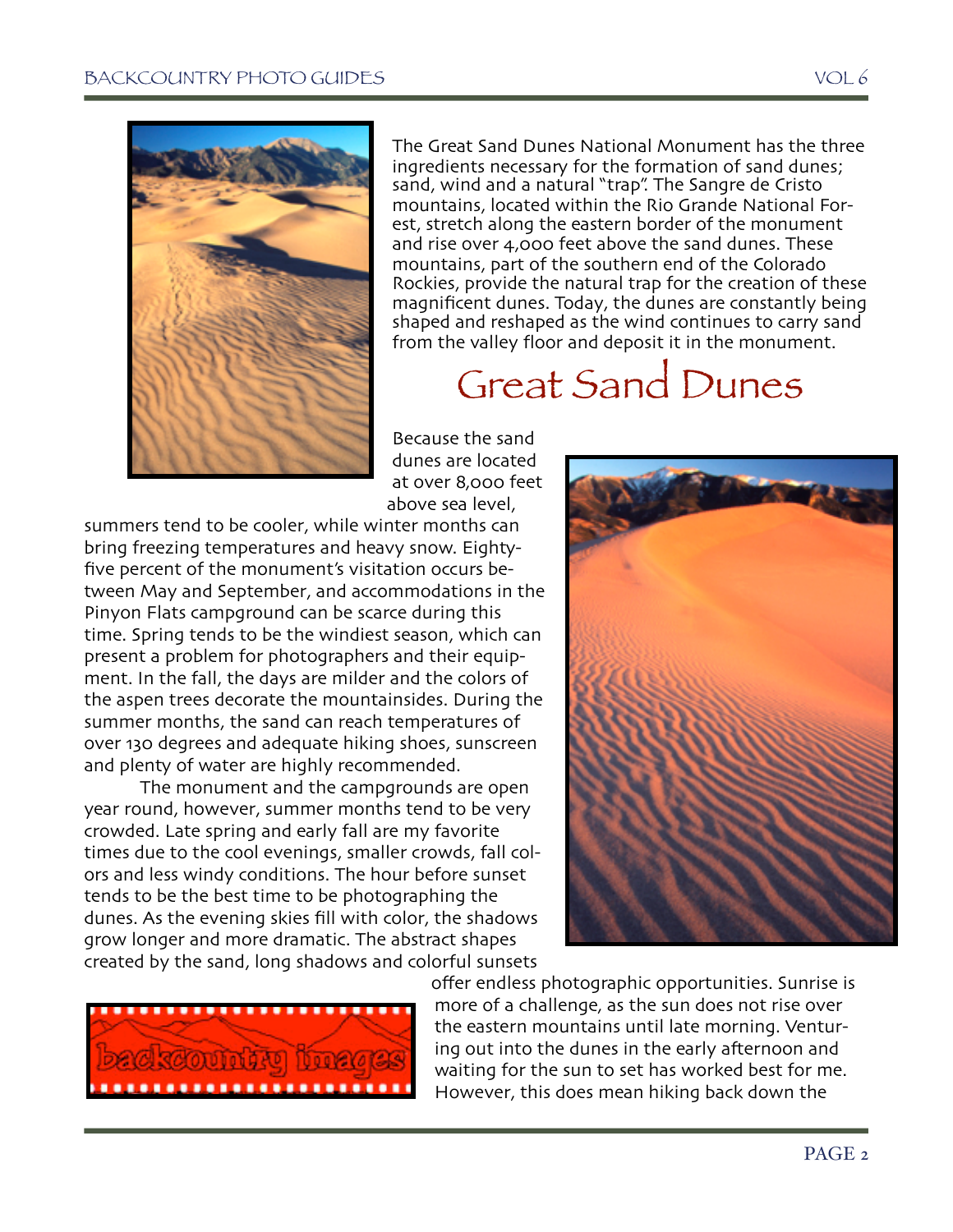The Great Sand Dunes National Monument has the three ingredients necessary for the formation of sand dunes; sand, wind and a natural "trap". The Sangre de Cristo mountains, located within the Rio Grande National Forest, stretch along the eastern border of the monument and rise over 4,000 feet above the sand dunes. These mountains, part of the southern end of the Colorado Rockies, provide the natural trap for the creation of these magnificent dunes. Today, the dunes are constantly being shaped and reshaped as the wind continues to carry sand from the valley floor and deposit it in the monument.

# Great Sand Dunes

Because the sand dunes are located at over 8,000 feet above sea level, summers tend to be cooler, while winter months can bring freezing temperatures and heavy snow. Eighty-five percent of the monument's visitation occurs between May and September, and accommodations in the Pinyon Flats campground can be scarce during this time. Spring tends to be the windiest season, which can present a problem for photographers and their equipment. In the fall, the days are milder and the colors of the aspen trees decorate the mountainsides. During the summer months, the sand can reach temperatures of over 130 degrees and adequate hiking shoes, sunscreen and plenty of water are highly recommended.

The monument and the campgrounds are open year round, however, summer months tend to be very crowded. Late spring and early fall are my favorite times due to the cool evenings, smaller crowds, fall colors and less windy conditions. The hour before sunset tends to be the best time to be photographing the dunes. As the evening skies fill with color, the shadows grow longer and more dramatic. The abstract shapes created by the sand, long shadows and colorful sunsets offer endless photographic opportunities. Sunrise is more of a challenge, as the sun does not rise over the eastern mountains until late morning. Venturing out into the dunes in the early afternoon and waiting for the sun to set has worked best for me. However, this does mean hiking back down the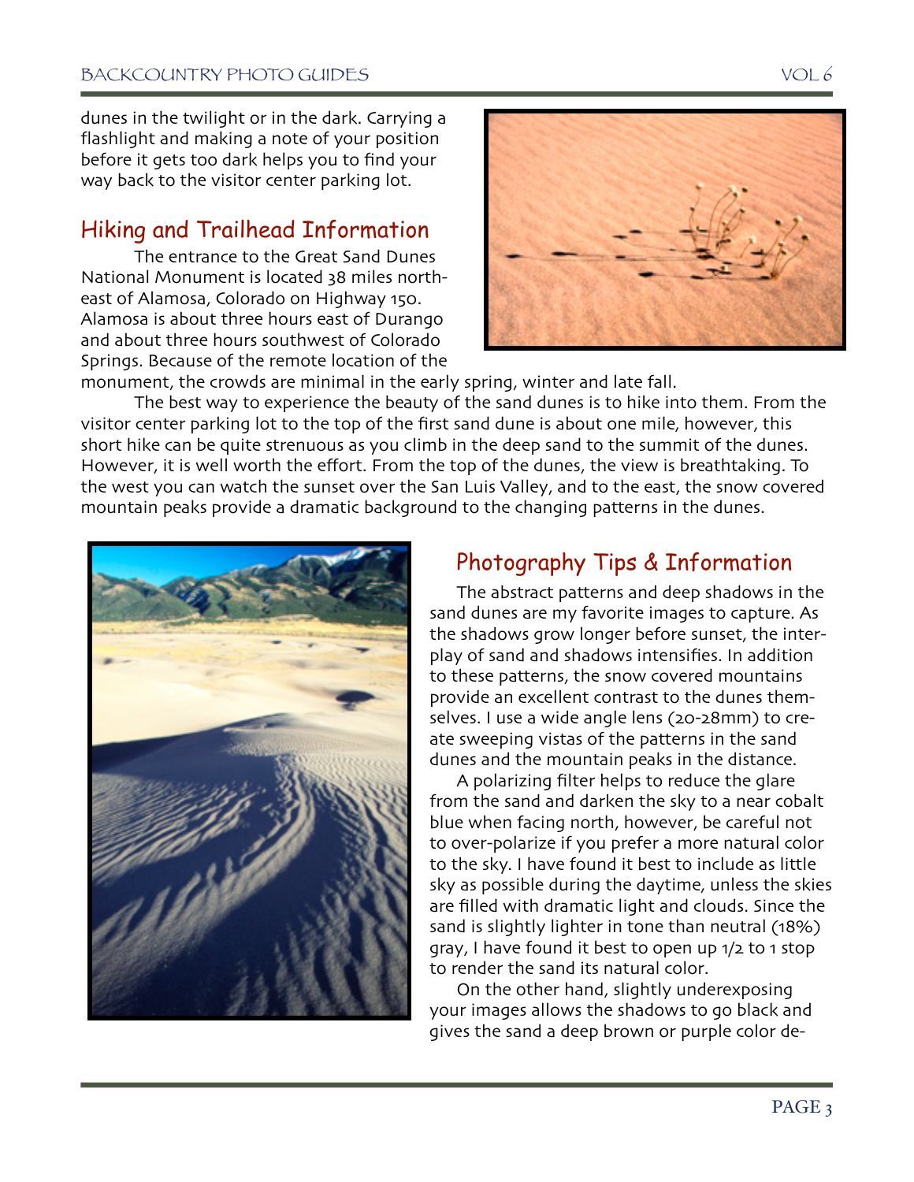dunes in the twilight or in the dark. Carrying a flashlight and making a note of your position before it gets too dark helps you to find your way back to the visitor center parking lot.

## Hiking and Trailhead Information

The entrance to the Great Sand Dunes National Monument is located 38 miles northeast of Alamosa, Colorado on Highway 150. Alamosa is about three hours east of Durango and about three hours southwest of Colorado Springs. Because of the remote location of the monument, the crowds are minimal in the early spring, winter and late fall.

The best way to experience the beauty of the sand dunes is to hike into them. From the visitor center parking lot to the top of the first sand dune is about one mile, however, this short hike can be quite strenuous as you climb in the deep sand to the summit of the dunes. However, it is well worth the effort. From the top of the dunes, the view is breathtaking. To the west you can watch the sunset over the San Luis Valley, and to the east, the snow covered mountain peaks provide a dramatic background to the changing patterns in the dunes.

## Photography Tips & Information

The abstract patterns and deep shadows in the sand dunes are my favorite images to capture. As the shadows grow longer before sunset, the interplay of sand and shadows intensifies. In addition to these patterns, the snow covered mountains provide an excellent contrast to the dunes themselves. I use a wide angle lens (20-28mm) to create sweeping vistas of the patterns in the sand dunes and the mountain peaks in the distance.

A polarizing filter helps to reduce the glare from the sand and darken the sky to a near cobalt blue when facing north, however, be careful not to over-polarize if you prefer a more natural color to the sky. I have found it best to include as little sky as possible during the daytime, unless the skies are filled with dramatic light and clouds. Since the sand is slightly lighter in tone than neutral (18%) gray, I have found it best to open up 1/2 to 1 stop to render the sand its natural color.

On the other hand, slightly underexposing your images allows the shadows to go black and gives the sand a deep brown or purple color de-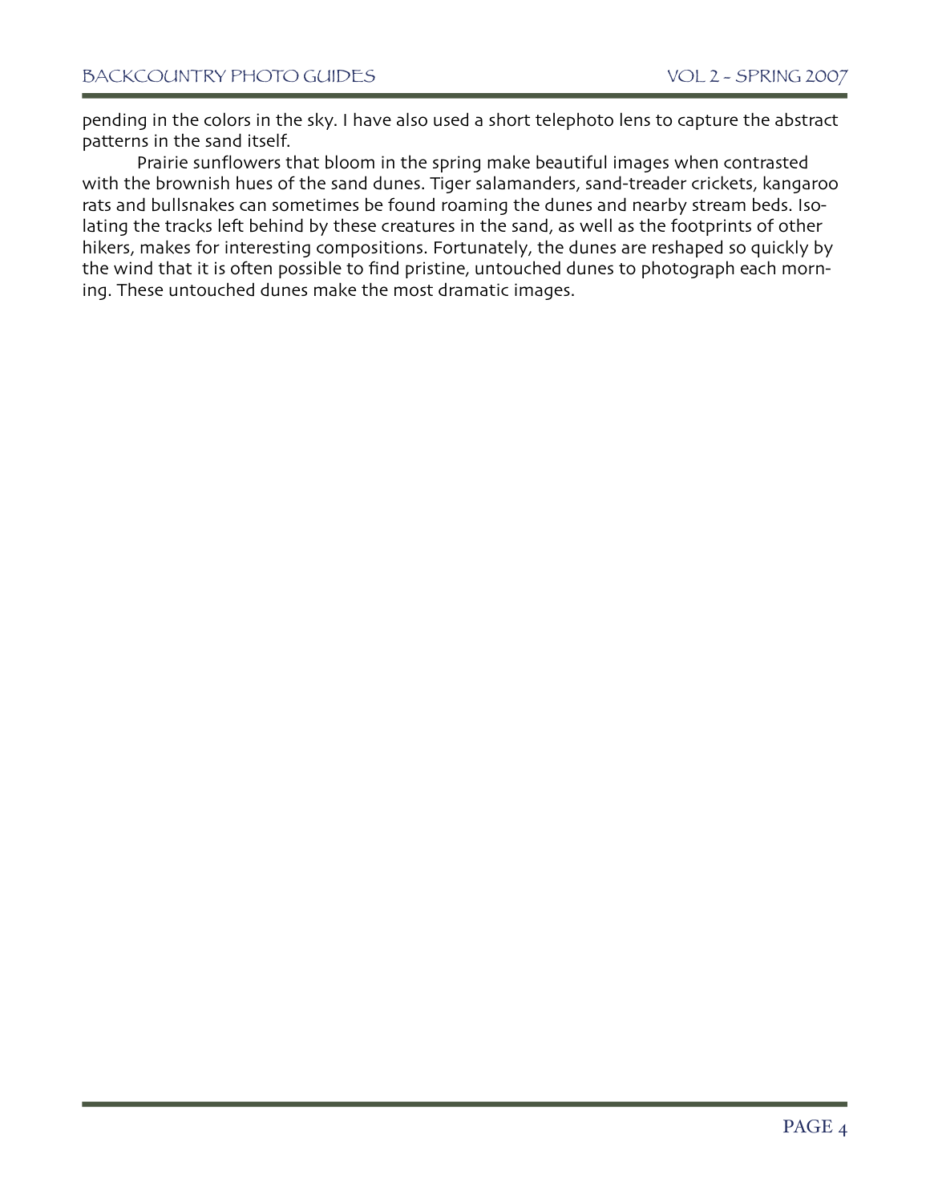pending in the colors in the sky. I have also used a short telephoto lens to capture the abstract patterns in the sand itself.

Prairie sunflowers that bloom in the spring make beautiful images when contrasted with the brownish hues of the sand dunes. Tiger salamanders, sand-treader crickets, kangaroo rats and bullsnakes can sometimes be found roaming the dunes and nearby stream beds. Isolating the tracks left behind by these creatures in the sand, as well as the footprints of other hikers, makes for interesting compositions. Fortunately, the dunes are reshaped so quickly by the wind that it is often possible to find pristine, untouched dunes to photograph each morning. These untouched dunes make the most dramatic images.